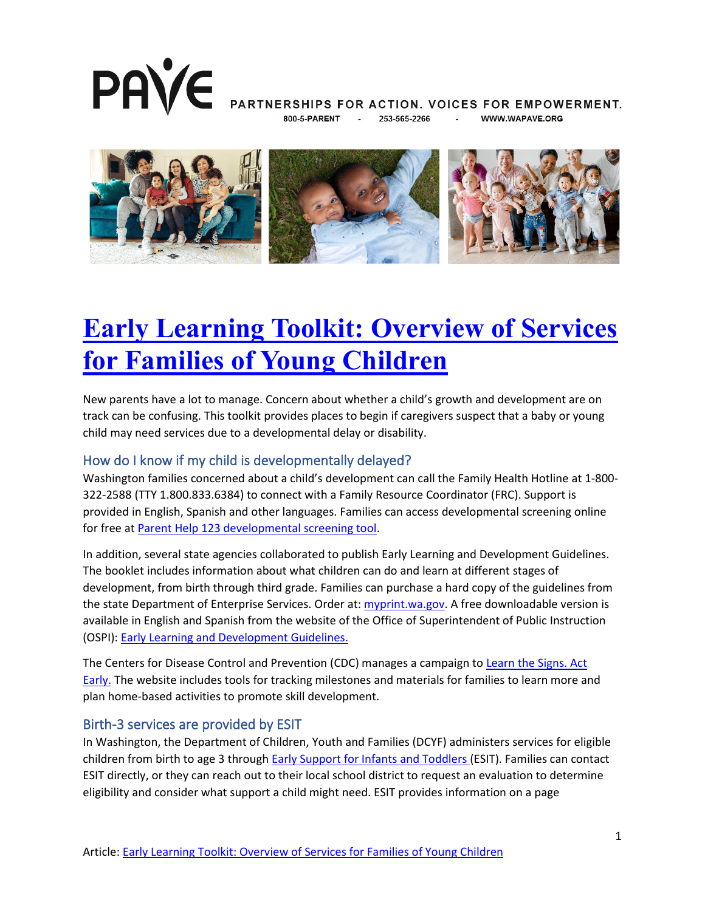PARTNERSHIPS FOR ACTION. VOICES FOR EMPOWERMENT.

800-5-PARENT - 253-565-2266 - WWW.WAPAVE.ORG

# Early Learning Toolkit: Overview of Services for Families of Young Children

New parents have a lot to manage. Concern about whether a child's growth and development are on track can be confusing. This toolkit provides places to begin if caregivers suspect that a baby or young child may need services due to a developmental delay or disability.

## How do I know if my child is developmentally delayed?

Washington families concerned about a child's development can call the Family Health Hotline at 1-800-322-2588 (TTY 1.800.833.6384) to connect with a Family Resource Coordinator (FRC). Support is provided in English, Spanish and other languages. Families can access developmental screening online for free at Parent Help 123 developmental screening tool.

In addition, several state agencies collaborated to publish Early Learning and Development Guidelines. The booklet includes information about what children can do and learn at different stages of development, from birth through third grade. Families can purchase a hard copy of the guidelines from the state Department of Enterprise Services. Order at: myprint.wa.gov. A free downloadable version is available in English and Spanish from the website of the Office of Superintendent of Public Instruction (OSPI): Early Learning and Development Guidelines.

The Centers for Disease Control and Prevention (CDC) manages a campaign to Learn the Signs. Act Early. The website includes tools for tracking milestones and materials for families to learn more and plan home-based activities to promote skill development.

## Birth-3 services are provided by ESIT

In Washington, the Department of Children, Youth and Families (DCYF) administers services for eligible children from birth to age 3 through Early Support for Infants and Toddlers (ESIT). Families can contact ESIT directly, or they can reach out to their local school district to request an evaluation to determine eligibility and consider what support a child might need. ESIT provides information on a page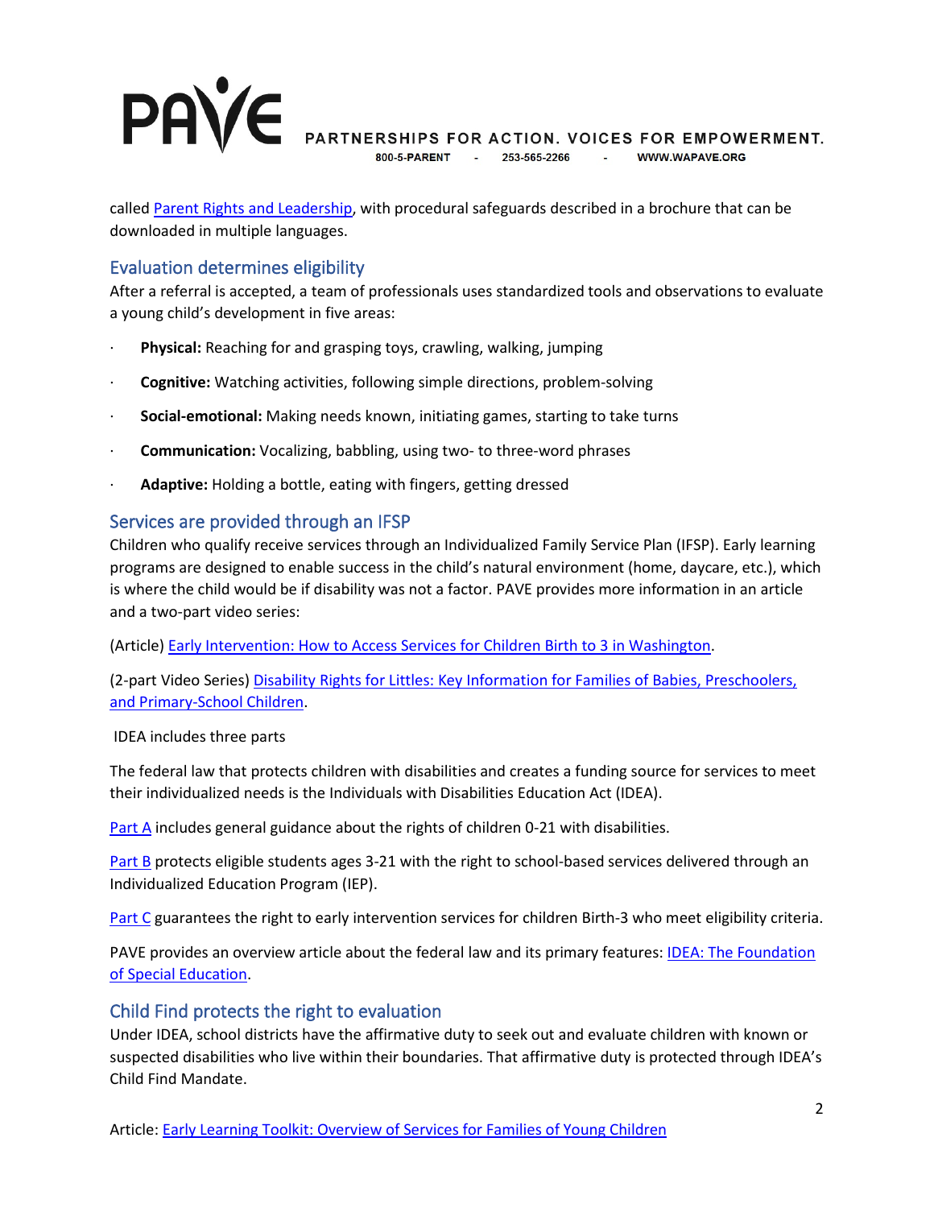called Parent Rights and Leadership, with procedural safeguards described in a brochure that can be downloaded in multiple languages.

## Evaluation determines eligibility

After a referral is accepted, a team of professionals uses standardized tools and observations to evaluate a young child's development in five areas:

- **Physical:** Reaching for and grasping toys, crawling, walking, jumping
- **Cognitive:** Watching activities, following simple directions, problem-solving
- **Social-emotional:** Making needs known, initiating games, starting to take turns
- **Communication:** Vocalizing, babbling, using two- to three-word phrases
- **Adaptive:** Holding a bottle, eating with fingers, getting dressed

## Services are provided through an IFSP

Children who qualify receive services through an Individualized Family Service Plan (IFSP). Early learning programs are designed to enable success in the child's natural environment (home, daycare, etc.), which is where the child would be if disability was not a factor. PAVE provides more information in an article and a two-part video series:

(Article) Early Intervention: How to Access Services for Children Birth to 3 in Washington.

(2-part Video Series) Disability Rights for Littles: Key Information for Families of Babies, Preschoolers, and Primary-School Children.

IDEA includes three parts

The federal law that protects children with disabilities and creates a funding source for services to meet their individualized needs is the Individuals with Disabilities Education Act (IDEA).

Part A includes general guidance about the rights of children 0-21 with disabilities.

Part B protects eligible students ages 3-21 with the right to school-based services delivered through an Individualized Education Program (IEP).

Part C guarantees the right to early intervention services for children Birth-3 who meet eligibility criteria.

PAVE provides an overview article about the federal law and its primary features: IDEA: The Foundation of Special Education.

## Child Find protects the right to evaluation

Under IDEA, school districts have the affirmative duty to seek out and evaluate children with known or suspected disabilities who live within their boundaries. That affirmative duty is protected through IDEA's Child Find Mandate.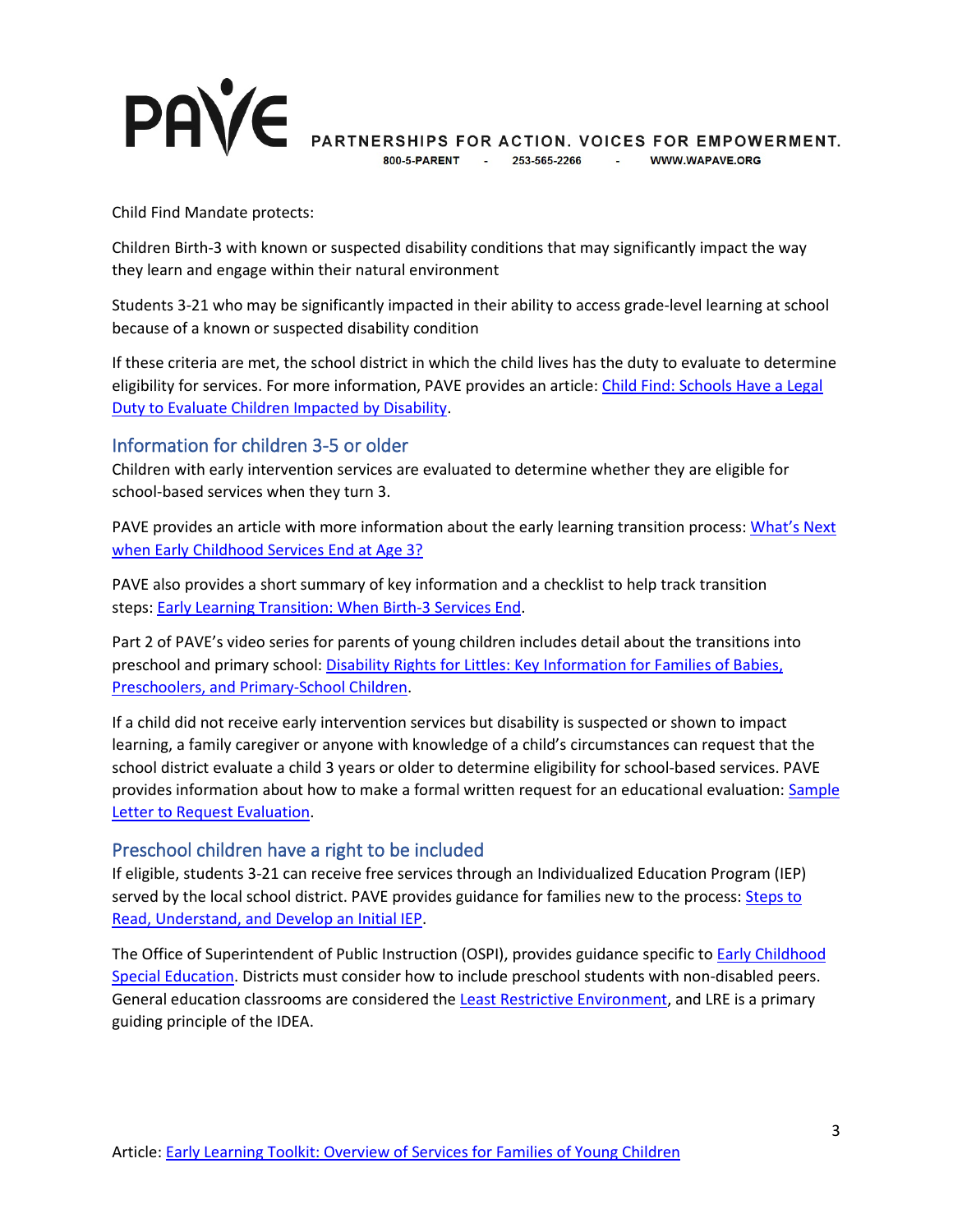Child Find Mandate protects:

Children Birth-3 with known or suspected disability conditions that may significantly impact the way they learn and engage within their natural environment

Students 3-21 who may be significantly impacted in their ability to access grade-level learning at school because of a known or suspected disability condition

If these criteria are met, the school district in which the child lives has the duty to evaluate to determine eligibility for services. For more information, PAVE provides an article: Child Find: Schools Have a Legal Duty to Evaluate Children Impacted by Disability.

## Information for children 3-5 or older

Children with early intervention services are evaluated to determine whether they are eligible for school-based services when they turn 3.

PAVE provides an article with more information about the early learning transition process: What's Next when Early Childhood Services End at Age 3?

PAVE also provides a short summary of key information and a checklist to help track transition steps: Early Learning Transition: When Birth-3 Services End.

Part 2 of PAVE's video series for parents of young children includes detail about the transitions into preschool and primary school: Disability Rights for Littles: Key Information for Families of Babies, Preschoolers, and Primary-School Children.

If a child did not receive early intervention services but disability is suspected or shown to impact learning, a family caregiver or anyone with knowledge of a child's circumstances can request that the school district evaluate a child 3 years or older to determine eligibility for school-based services. PAVE provides information about how to make a formal written request for an educational evaluation: Sample Letter to Request Evaluation.

## Preschool children have a right to be included

If eligible, students 3-21 can receive free services through an Individualized Education Program (IEP) served by the local school district. PAVE provides guidance for families new to the process: Steps to Read, Understand, and Develop an Initial IEP.

The Office of Superintendent of Public Instruction (OSPI), provides guidance specific to Early Childhood Special Education. Districts must consider how to include preschool students with non-disabled peers. General education classrooms are considered the Least Restrictive Environment, and LRE is a primary guiding principle of the IDEA.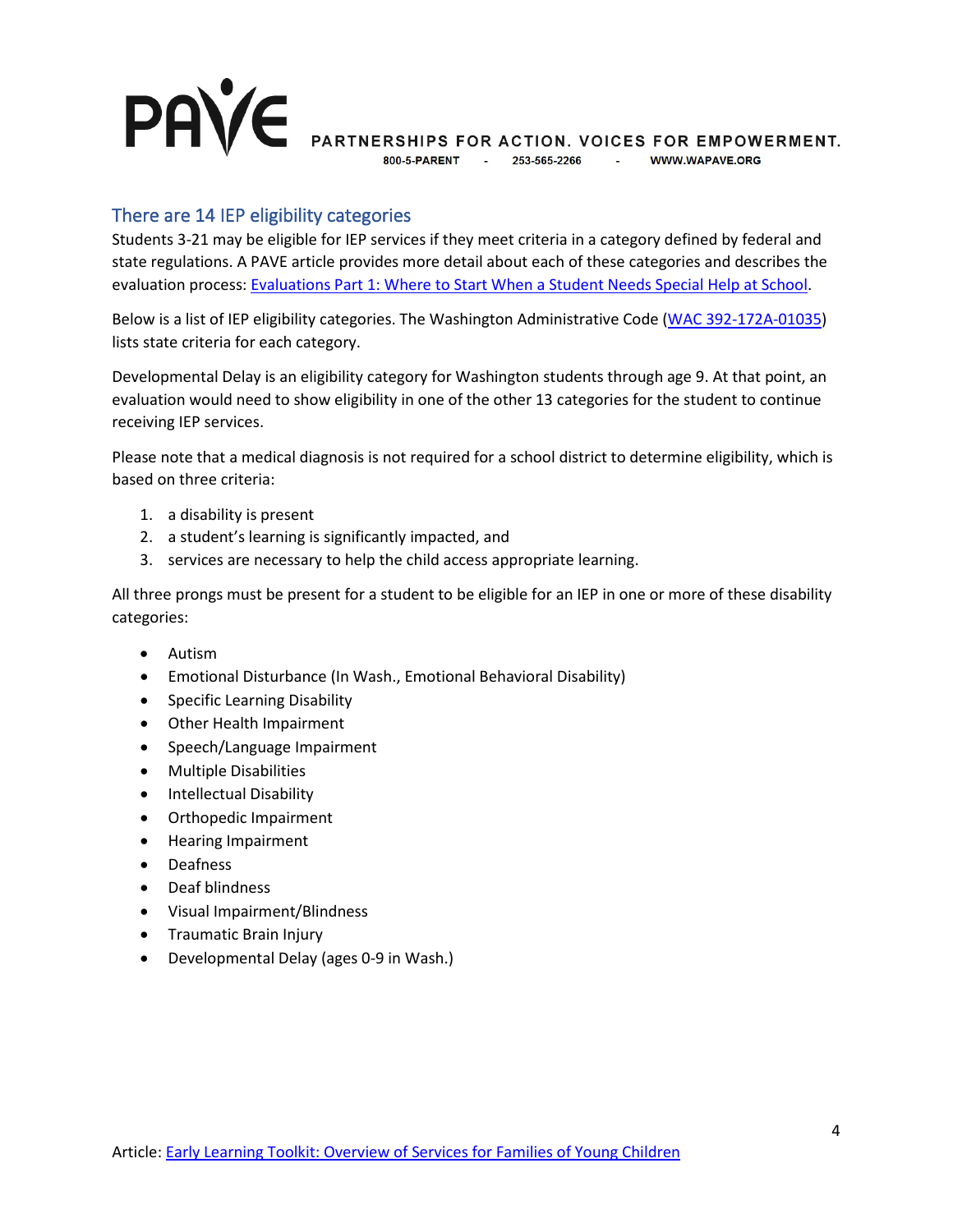## There are 14 IEP eligibility categories

Students 3-21 may be eligible for IEP services if they meet criteria in a category defined by federal and state regulations. A PAVE article provides more detail about each of these categories and describes the evaluation process: [Evaluations Part 1: Where to Start When a Student Needs Special Help at School](#).

Below is a list of IEP eligibility categories. The Washington Administrative Code ([WAC 392-172A-01035](#)) lists state criteria for each category.

Developmental Delay is an eligibility category for Washington students through age 9. At that point, an evaluation would need to show eligibility in one of the other 13 categories for the student to continue receiving IEP services.

Please note that a medical diagnosis is not required for a school district to determine eligibility, which is based on three criteria:

1. a disability is present
2. a student's learning is significantly impacted, and
3. services are necessary to help the child access appropriate learning.

All three prongs must be present for a student to be eligible for an IEP in one or more of these disability categories:

- Autism
- Emotional Disturbance (In Wash., Emotional Behavioral Disability)
- Specific Learning Disability
- Other Health Impairment
- Speech/Language Impairment
- Multiple Disabilities
- Intellectual Disability
- Orthopedic Impairment
- Hearing Impairment
- Deafness
- Deaf blindness
- Visual Impairment/Blindness
- Traumatic Brain Injury
- Developmental Delay (ages 0-9 in Wash.)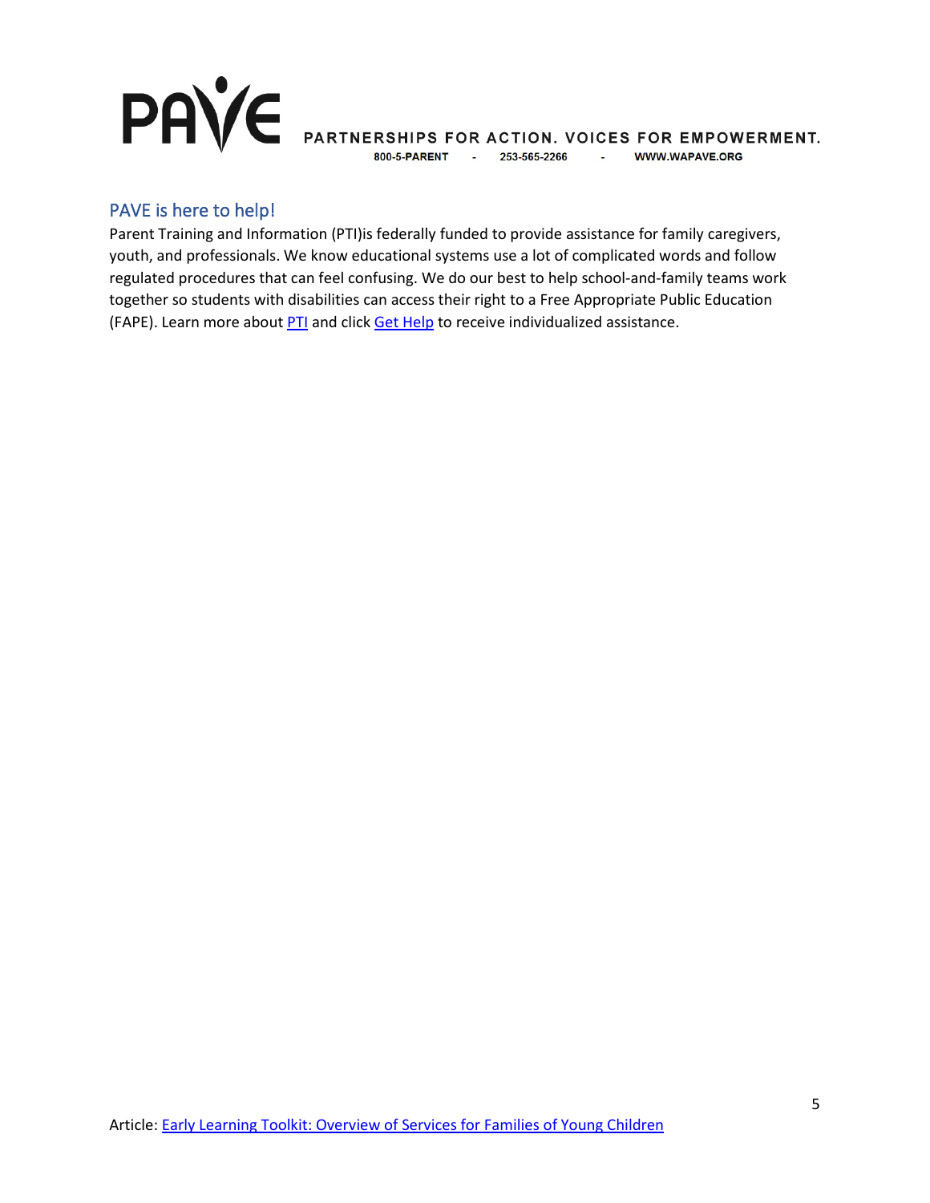## PAVE is here to help!

Parent Training and Information (PTI)is federally funded to provide assistance for family caregivers, youth, and professionals. We know educational systems use a lot of complicated words and follow regulated procedures that can feel confusing. We do our best to help school-and-family teams work together so students with disabilities can access their right to a Free Appropriate Public Education (FAPE). Learn more about PTI and click Get Help to receive individualized assistance.